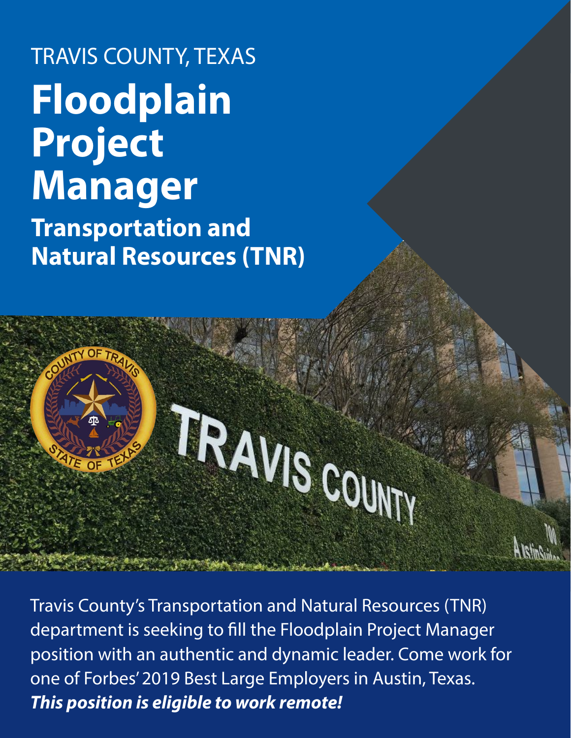TRAVIS COUNTY, TEXAS

# Floodplain Project Manager

## Transportation and Natural Resources (TNR)

Travis County's Transportation and Natural Resources (TNR) department is seeking to fill the Floodplain Project Manager position with an authentic and dynamic leader. Come work for one of Forbes' 2019 Best Large Employers in Austin, Texas. ***This position is eligible to work remote!***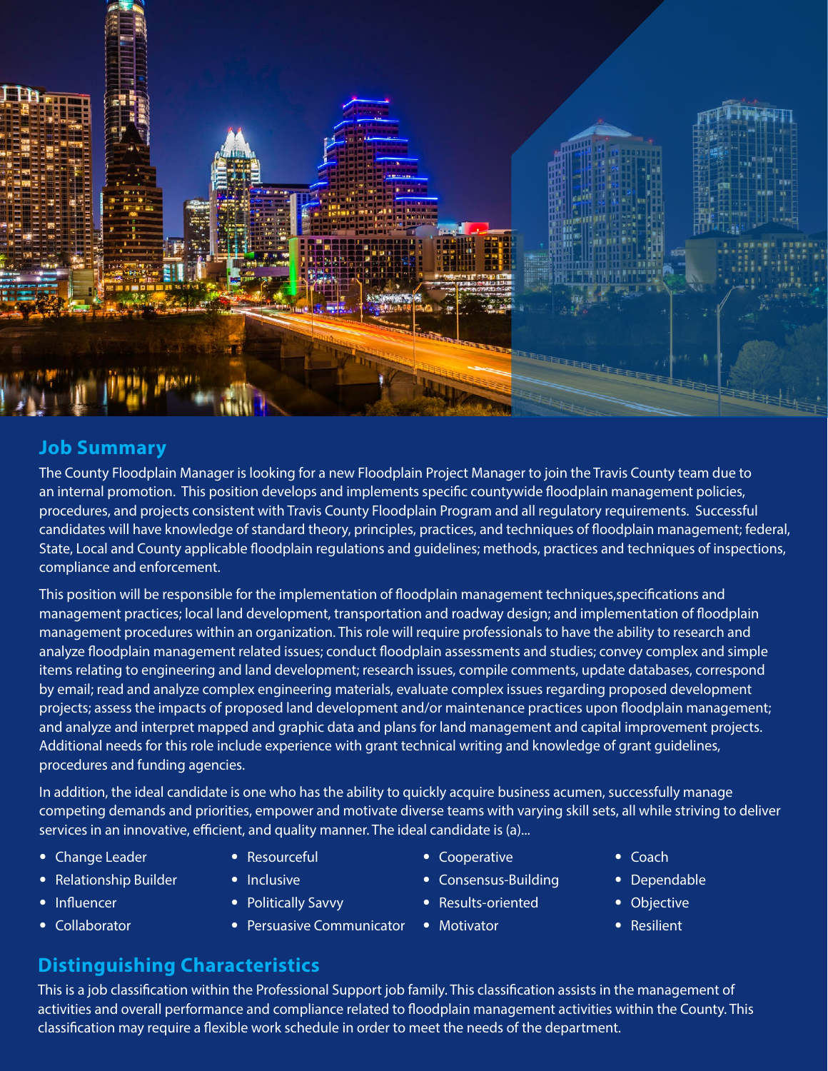## Job Summary

The County Floodplain Manager is looking for a new Floodplain Project Manager to join the Travis County team due to an internal promotion. This position develops and implements specific countywide floodplain management policies, procedures, and projects consistent with Travis County Floodplain Program and all regulatory requirements. Successful candidates will have knowledge of standard theory, principles, practices, and techniques of floodplain management; federal, State, Local and County applicable floodplain regulations and guidelines; methods, practices and techniques of inspections, compliance and enforcement.

This position will be responsible for the implementation of floodplain management techniques,specifications and management practices; local land development, transportation and roadway design; and implementation of floodplain management procedures within an organization. This role will require professionals to have the ability to research and analyze floodplain management related issues; conduct floodplain assessments and studies; convey complex and simple items relating to engineering and land development; research issues, compile comments, update databases, correspond by email; read and analyze complex engineering materials, evaluate complex issues regarding proposed development projects; assess the impacts of proposed land development and/or maintenance practices upon floodplain management; and analyze and interpret mapped and graphic data and plans for land management and capital improvement projects. Additional needs for this role include experience with grant technical writing and knowledge of grant guidelines, procedures and funding agencies.

In addition, the ideal candidate is one who has the ability to quickly acquire business acumen, successfully manage competing demands and priorities, empower and motivate diverse teams with varying skill sets, all while striving to deliver services in an innovative, efficient, and quality manner. The ideal candidate is (a)...

- Change Leader
- Relationship Builder
- Influencer
- Collaborator
- Resourceful
- Inclusive
- Politically Savvy
- Persuasive Communicator
- Cooperative
- Consensus-Building
- Results-oriented
- Motivator
- Coach
- Dependable
- Objective
- Resilient

## Distinguishing Characteristics

This is a job classification within the Professional Support job family. This classification assists in the management of activities and overall performance and compliance related to floodplain management activities within the County. This classification may require a flexible work schedule in order to meet the needs of the department.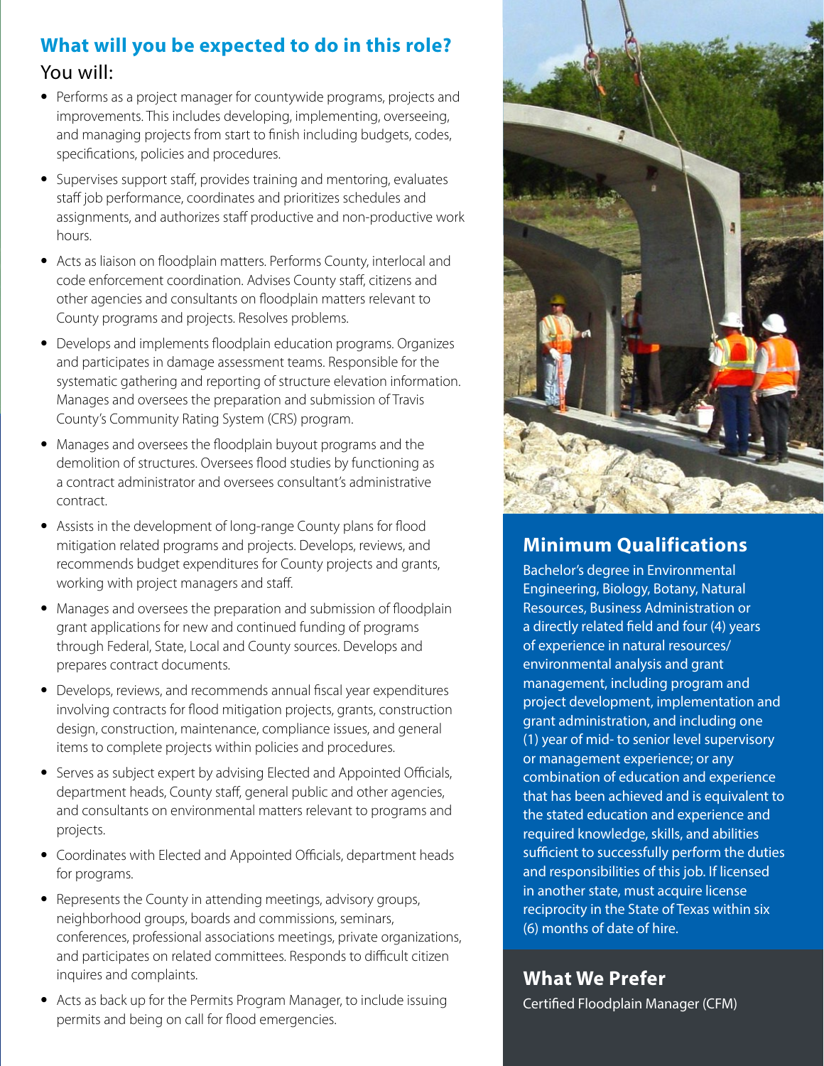## What will you be expected to do in this role?

You will:

- Performs as a project manager for countywide programs, projects and improvements. This includes developing, implementing, overseeing, and managing projects from start to finish including budgets, codes, specifications, policies and procedures.
- Supervises support staff, provides training and mentoring, evaluates staff job performance, coordinates and prioritizes schedules and assignments, and authorizes staff productive and non-productive work hours.
- Acts as liaison on floodplain matters. Performs County, interlocal and code enforcement coordination. Advises County staff, citizens and other agencies and consultants on floodplain matters relevant to County programs and projects. Resolves problems.
- Develops and implements floodplain education programs. Organizes and participates in damage assessment teams. Responsible for the systematic gathering and reporting of structure elevation information. Manages and oversees the preparation and submission of Travis County's Community Rating System (CRS) program.
- Manages and oversees the floodplain buyout programs and the demolition of structures. Oversees flood studies by functioning as a contract administrator and oversees consultant's administrative contract.
- Assists in the development of long-range County plans for flood mitigation related programs and projects. Develops, reviews, and recommends budget expenditures for County projects and grants, working with project managers and staff.
- Manages and oversees the preparation and submission of floodplain grant applications for new and continued funding of programs through Federal, State, Local and County sources. Develops and prepares contract documents.
- Develops, reviews, and recommends annual fiscal year expenditures involving contracts for flood mitigation projects, grants, construction design, construction, maintenance, compliance issues, and general items to complete projects within policies and procedures.
- Serves as subject expert by advising Elected and Appointed Officials, department heads, County staff, general public and other agencies, and consultants on environmental matters relevant to programs and projects.
- Coordinates with Elected and Appointed Officials, department heads for programs.
- Represents the County in attending meetings, advisory groups, neighborhood groups, boards and commissions, seminars, conferences, professional associations meetings, private organizations, and participates on related committees. Responds to difficult citizen inquires and complaints.
- Acts as back up for the Permits Program Manager, to include issuing permits and being on call for flood emergencies.

## Minimum Qualifications

Bachelor's degree in Environmental Engineering, Biology, Botany, Natural Resources, Business Administration or a directly related field and four (4) years of experience in natural resources/ environmental analysis and grant management, including program and project development, implementation and grant administration, and including one (1) year of mid- to senior level supervisory or management experience; or any combination of education and experience that has been achieved and is equivalent to the stated education and experience and required knowledge, skills, and abilities sufficient to successfully perform the duties and responsibilities of this job. If licensed in another state, must acquire license reciprocity in the State of Texas within six (6) months of date of hire.

## What We Prefer

Certified Floodplain Manager (CFM)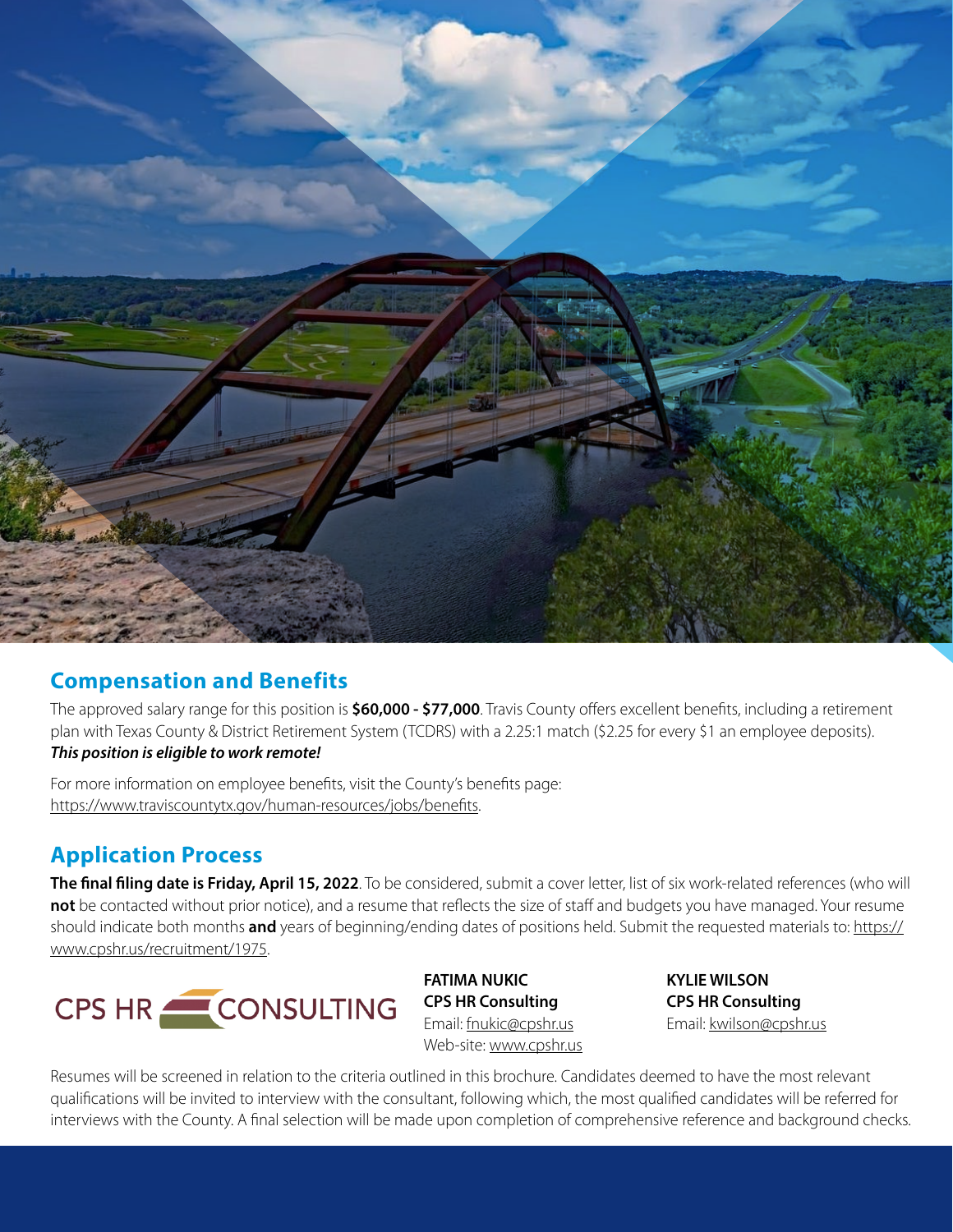## Compensation and Benefits

The approved salary range for this position is **$60,000 - $77,000**. Travis County offers excellent benefits, including a retirement plan with Texas County & District Retirement System (TCDRS) with a 2.25:1 match ($2.25 for every $1 an employee deposits). ***This position is eligible to work remote!***

For more information on employee benefits, visit the County's benefits page: https://www.traviscountytx.gov/human-resources/jobs/benefits.

## Application Process

**The final filing date is Friday, April 15, 2022**. To be considered, submit a cover letter, list of six work-related references (who will **not** be contacted without prior notice), and a resume that reflects the size of staff and budgets you have managed. Your resume should indicate both months **and** years of beginning/ending dates of positions held. Submit the requested materials to: https://www.cpshr.us/recruitment/1975.

CPS HR CONSULTING

**FATIMA NUKIC**
**CPS HR Consulting**
Email: fnukic@cpshr.us
Web-site: www.cpshr.us

**KYLIE WILSON**
**CPS HR Consulting**
Email: kwilson@cpshr.us

Resumes will be screened in relation to the criteria outlined in this brochure. Candidates deemed to have the most relevant qualifications will be invited to interview with the consultant, following which, the most qualified candidates will be referred for interviews with the County. A final selection will be made upon completion of comprehensive reference and background checks.